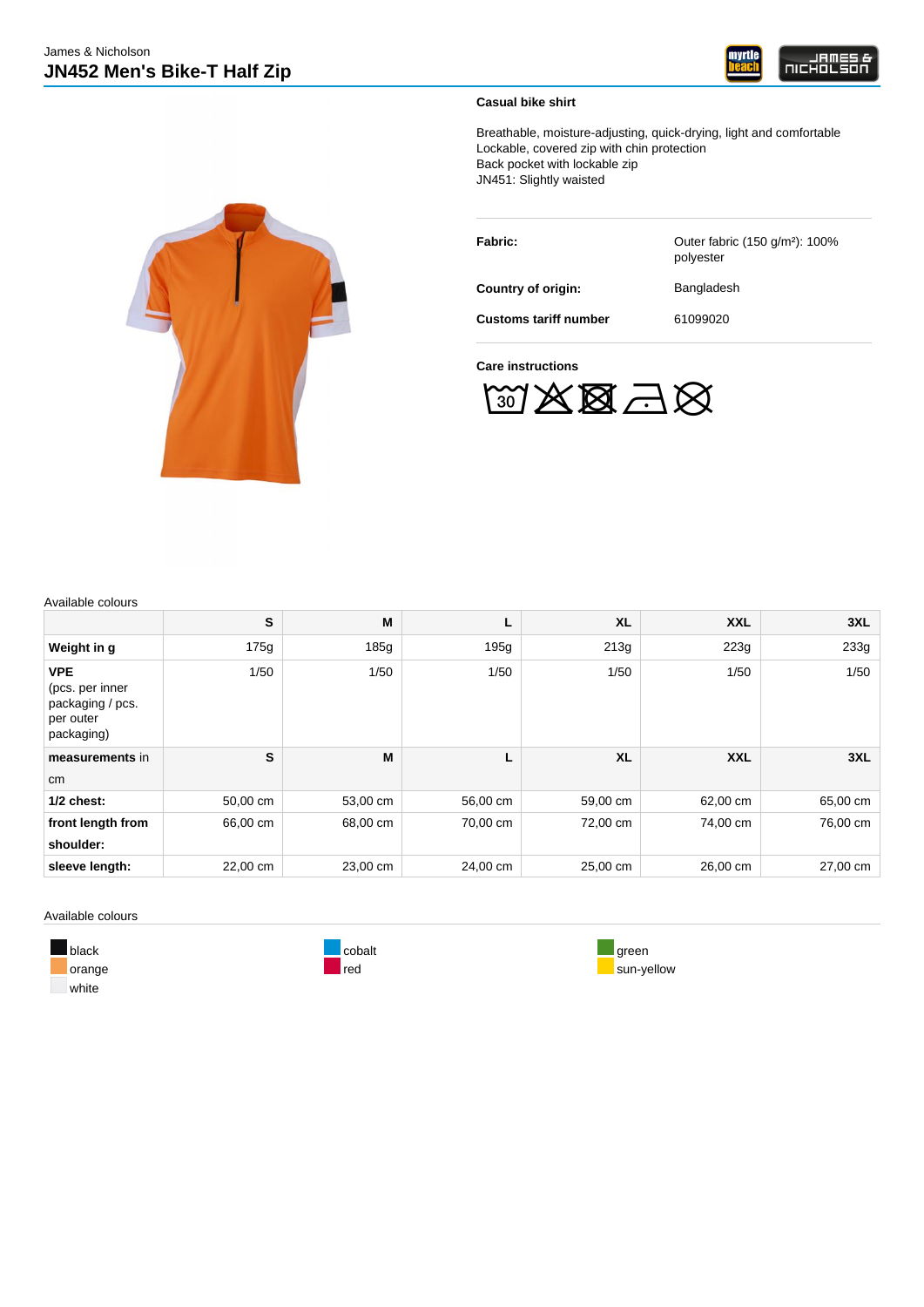James & Nicholson

# JN452 Men's Bike-T Half Zip

**Casual bike shirt**

Breathable, moisture-adjusting, quick-drying, light and comfortable
Lockable, covered zip with chin protection
Back pocket with lockable zip
JN451: Slightly waisted

| | |
|---|---|
| **Fabric:** | Outer fabric (150 g/m²): 100% polyester |
| **Country of origin:** | Bangladesh |
| **Customs tariff number** | 61099020 |

**Care instructions**

Available colours

| | S | M | L | XL | XXL | 3XL |
|---|---|---|---|---|---|---|
| **Weight in g** | 175g | 185g | 195g | 213g | 223g | 233g |
| **VPE** (pcs. per inner packaging / pcs. per outer packaging) | 1/50 | 1/50 | 1/50 | 1/50 | 1/50 | 1/50 |
| **measurements** in cm | **S** | **M** | **L** | **XL** | **XXL** | **3XL** |
| **1/2 chest:** | 50,00 cm | 53,00 cm | 56,00 cm | 59,00 cm | 62,00 cm | 65,00 cm |
| **front length from shoulder:** | 66,00 cm | 68,00 cm | 70,00 cm | 72,00 cm | 74,00 cm | 76,00 cm |
| **sleeve length:** | 22,00 cm | 23,00 cm | 24,00 cm | 25,00 cm | 26,00 cm | 27,00 cm |

Available colours

- black
- orange
- white
- cobalt
- red
- green
- sun-yellow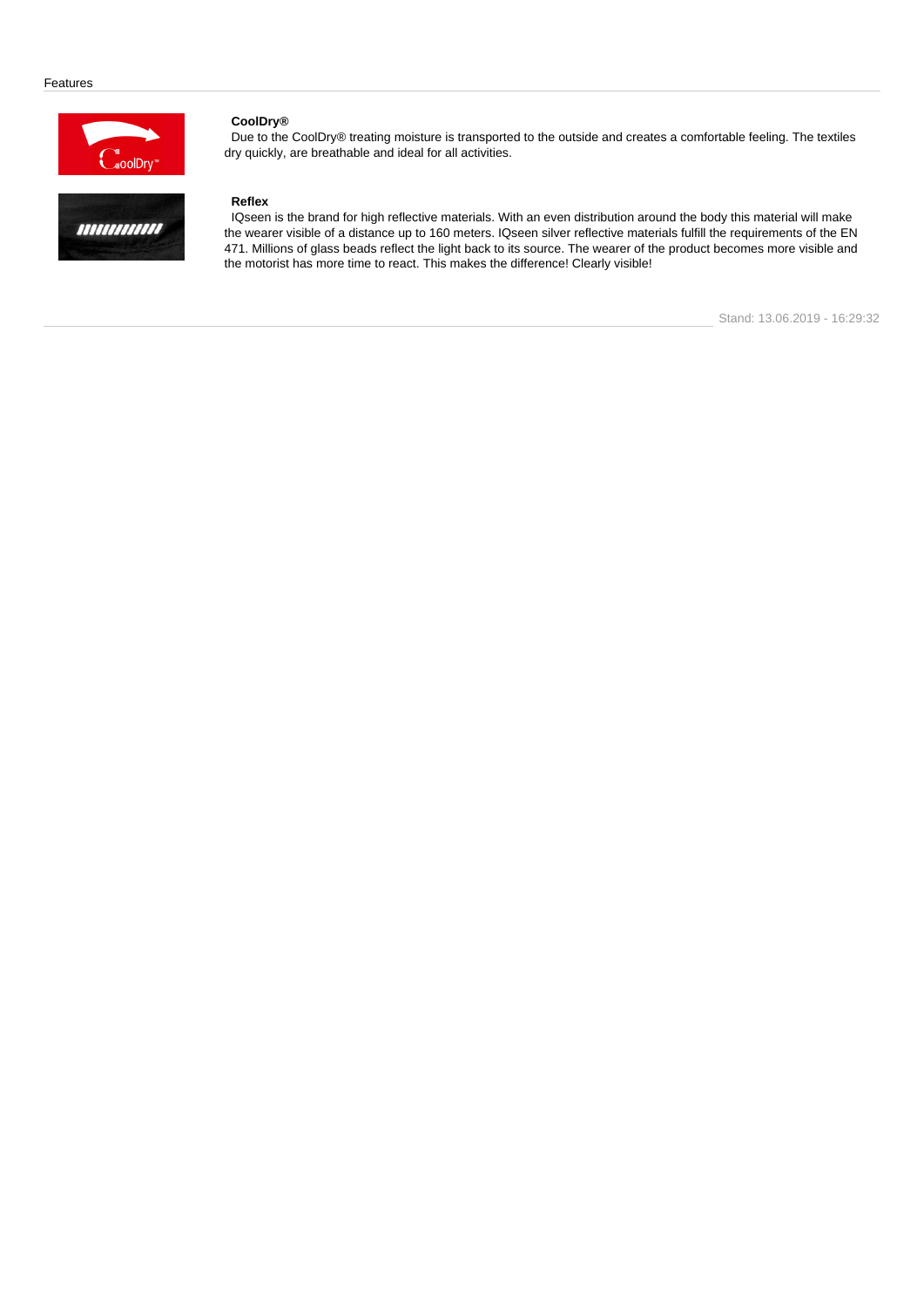## Features

**CoolDry®**

Due to the CoolDry® treating moisture is transported to the outside and creates a comfortable feeling. The textiles dry quickly, are breathable and ideal for all activities.

**Reflex**

IQseen is the brand for high reflective materials. With an even distribution around the body this material will make the wearer visible of a distance up to 160 meters. IQseen silver reflective materials fulfill the requirements of the EN 471. Millions of glass beads reflect the light back to its source. The wearer of the product becomes more visible and the motorist has more time to react. This makes the difference! Clearly visible!

Stand: 13.06.2019 - 16:29:32